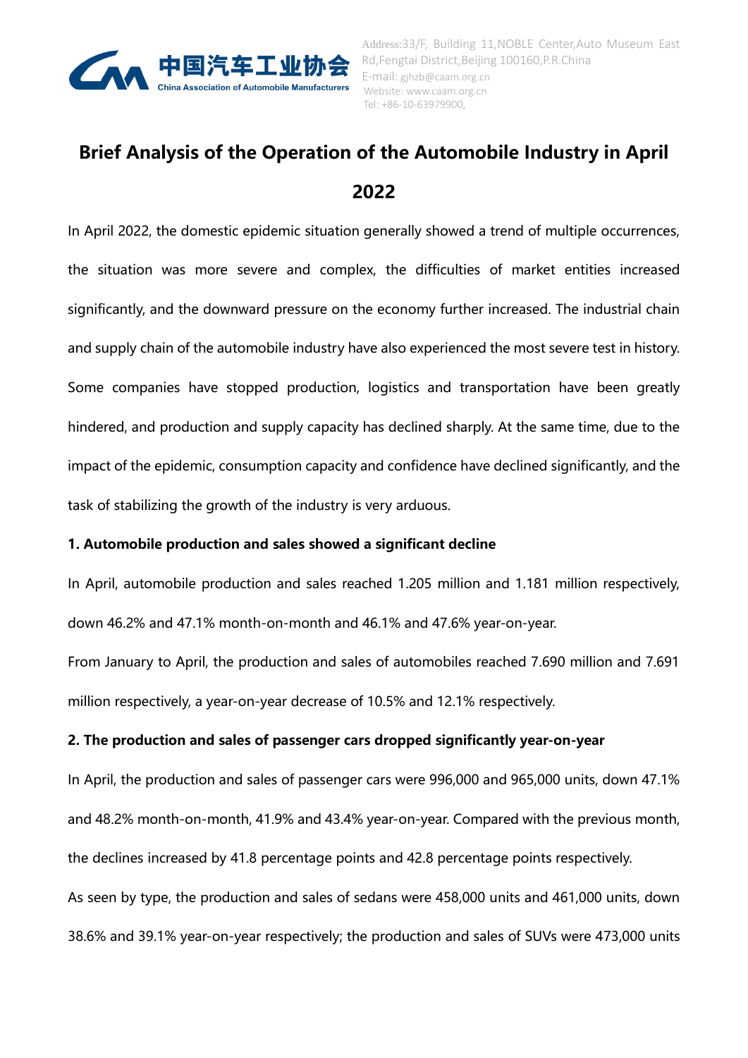# Brief Analysis of the Operation of the Automobile Industry in April 2022

In April 2022, the domestic epidemic situation generally showed a trend of multiple occurrences, the situation was more severe and complex, the difficulties of market entities increased significantly, and the downward pressure on the economy further increased. The industrial chain and supply chain of the automobile industry have also experienced the most severe test in history. Some companies have stopped production, logistics and transportation have been greatly hindered, and production and supply capacity has declined sharply. At the same time, due to the impact of the epidemic, consumption capacity and confidence have declined significantly, and the task of stabilizing the growth of the industry is very arduous.

**1. Automobile production and sales showed a significant decline**

In April, automobile production and sales reached 1.205 million and 1.181 million respectively, down 46.2% and 47.1% month-on-month and 46.1% and 47.6% year-on-year.

From January to April, the production and sales of automobiles reached 7.690 million and 7.691 million respectively, a year-on-year decrease of 10.5% and 12.1% respectively.

**2. The production and sales of passenger cars dropped significantly year-on-year**

In April, the production and sales of passenger cars were 996,000 and 965,000 units, down 47.1% and 48.2% month-on-month, 41.9% and 43.4% year-on-year. Compared with the previous month, the declines increased by 41.8 percentage points and 42.8 percentage points respectively.

As seen by type, the production and sales of sedans were 458,000 units and 461,000 units, down 38.6% and 39.1% year-on-year respectively; the production and sales of SUVs were 473,000 units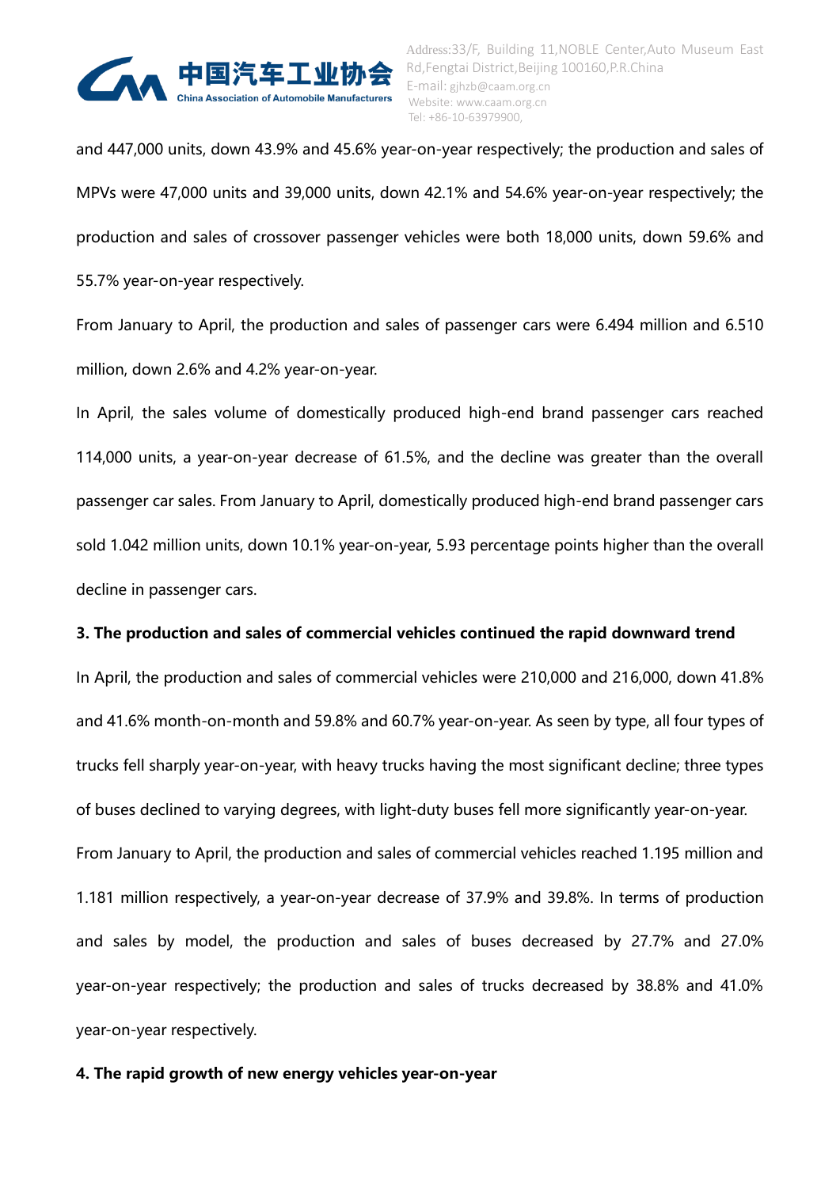and 447,000 units, down 43.9% and 45.6% year-on-year respectively; the production and sales of MPVs were 47,000 units and 39,000 units, down 42.1% and 54.6% year-on-year respectively; the production and sales of crossover passenger vehicles were both 18,000 units, down 59.6% and 55.7% year-on-year respectively.

From January to April, the production and sales of passenger cars were 6.494 million and 6.510 million, down 2.6% and 4.2% year-on-year.

In April, the sales volume of domestically produced high-end brand passenger cars reached 114,000 units, a year-on-year decrease of 61.5%, and the decline was greater than the overall passenger car sales. From January to April, domestically produced high-end brand passenger cars sold 1.042 million units, down 10.1% year-on-year, 5.93 percentage points higher than the overall decline in passenger cars.

**3. The production and sales of commercial vehicles continued the rapid downward trend**

In April, the production and sales of commercial vehicles were 210,000 and 216,000, down 41.8% and 41.6% month-on-month and 59.8% and 60.7% year-on-year. As seen by type, all four types of trucks fell sharply year-on-year, with heavy trucks having the most significant decline; three types of buses declined to varying degrees, with light-duty buses fell more significantly year-on-year.

From January to April, the production and sales of commercial vehicles reached 1.195 million and 1.181 million respectively, a year-on-year decrease of 37.9% and 39.8%. In terms of production and sales by model, the production and sales of buses decreased by 27.7% and 27.0% year-on-year respectively; the production and sales of trucks decreased by 38.8% and 41.0% year-on-year respectively.

**4. The rapid growth of new energy vehicles year-on-year**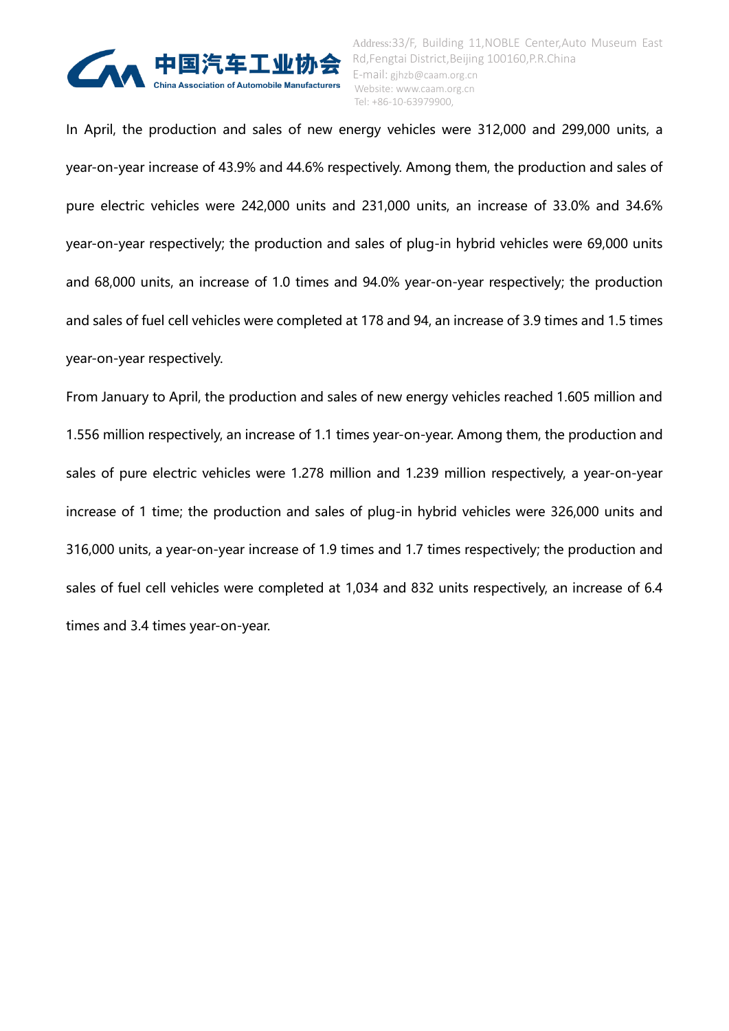In April, the production and sales of new energy vehicles were 312,000 and 299,000 units, a year-on-year increase of 43.9% and 44.6% respectively. Among them, the production and sales of pure electric vehicles were 242,000 units and 231,000 units, an increase of 33.0% and 34.6% year-on-year respectively; the production and sales of plug-in hybrid vehicles were 69,000 units and 68,000 units, an increase of 1.0 times and 94.0% year-on-year respectively; the production and sales of fuel cell vehicles were completed at 178 and 94, an increase of 3.9 times and 1.5 times year-on-year respectively.

From January to April, the production and sales of new energy vehicles reached 1.605 million and 1.556 million respectively, an increase of 1.1 times year-on-year. Among them, the production and sales of pure electric vehicles were 1.278 million and 1.239 million respectively, a year-on-year increase of 1 time; the production and sales of plug-in hybrid vehicles were 326,000 units and 316,000 units, a year-on-year increase of 1.9 times and 1.7 times respectively; the production and sales of fuel cell vehicles were completed at 1,034 and 832 units respectively, an increase of 6.4 times and 3.4 times year-on-year.